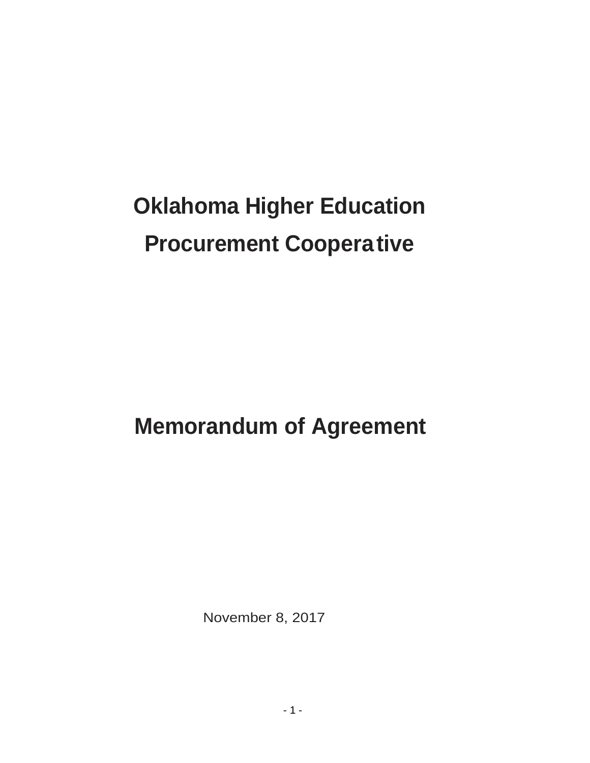# Oklahoma Higher Education Procurement Cooperative

# Memorandum of Agreement

November 8, 2017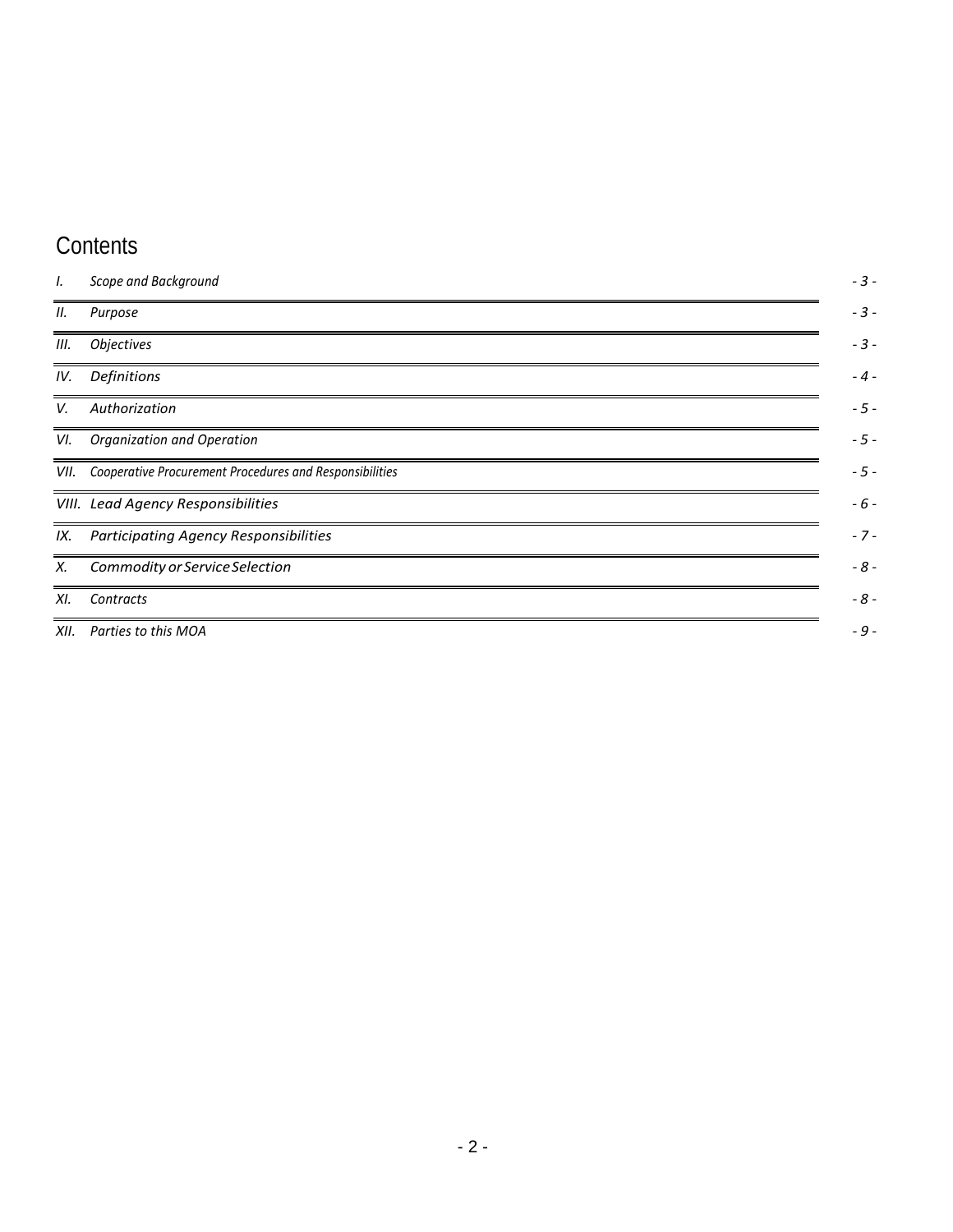# Contents

| | | |
|---|---|---|
| *I.* | *Scope and Background* | *- 3 -* |
| *II.* | *Purpose* | *- 3 -* |
| *III.* | *Objectives* | *- 3 -* |
| *IV.* | *Definitions* | *- 4 -* |
| *V.* | *Authorization* | *- 5 -* |
| *VI.* | *Organization and Operation* | *- 5 -* |
| *VII.* | *Cooperative Procurement Procedures and Responsibilities* | *- 5 -* |
| *VIII.* | *Lead Agency Responsibilities* | *- 6 -* |
| *IX.* | *Participating Agency Responsibilities* | *- 7 -* |
| *X.* | *Commodity or Service Selection* | *- 8 -* |
| *XI.* | *Contracts* | *- 8 -* |
| *XII.* | *Parties to this MOA* | *- 9 -* |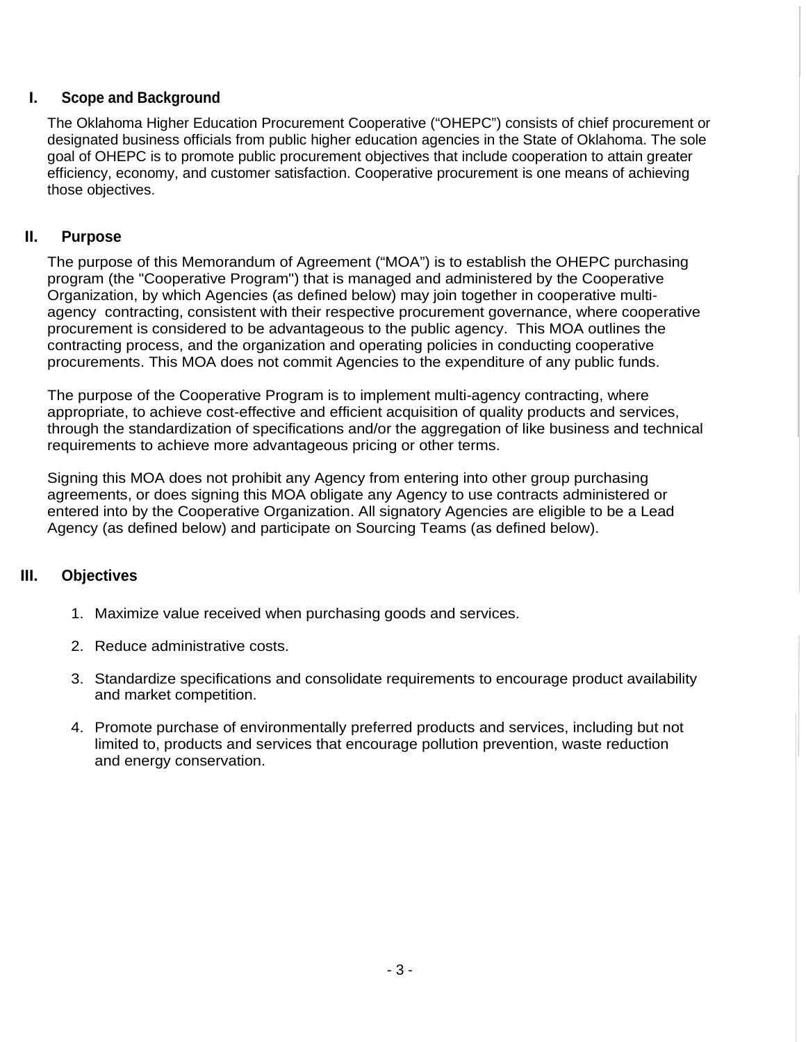## I. Scope and Background

The Oklahoma Higher Education Procurement Cooperative ("OHEPC") consists of chief procurement or designated business officials from public higher education agencies in the State of Oklahoma. The sole goal of OHEPC is to promote public procurement objectives that include cooperation to attain greater efficiency, economy, and customer satisfaction. Cooperative procurement is one means of achieving those objectives.

## II. Purpose

The purpose of this Memorandum of Agreement ("MOA") is to establish the OHEPC purchasing program (the "Cooperative Program") that is managed and administered by the Cooperative Organization, by which Agencies (as defined below) may join together in cooperative multi-agency contracting, consistent with their respective procurement governance, where cooperative procurement is considered to be advantageous to the public agency. This MOA outlines the contracting process, and the organization and operating policies in conducting cooperative procurements. This MOA does not commit Agencies to the expenditure of any public funds.

The purpose of the Cooperative Program is to implement multi-agency contracting, where appropriate, to achieve cost-effective and efficient acquisition of quality products and services, through the standardization of specifications and/or the aggregation of like business and technical requirements to achieve more advantageous pricing or other terms.

Signing this MOA does not prohibit any Agency from entering into other group purchasing agreements, or does signing this MOA obligate any Agency to use contracts administered or entered into by the Cooperative Organization. All signatory Agencies are eligible to be a Lead Agency (as defined below) and participate on Sourcing Teams (as defined below).

## III. Objectives

1. Maximize value received when purchasing goods and services.
2. Reduce administrative costs.
3. Standardize specifications and consolidate requirements to encourage product availability and market competition.
4. Promote purchase of environmentally preferred products and services, including but not limited to, products and services that encourage pollution prevention, waste reduction and energy conservation.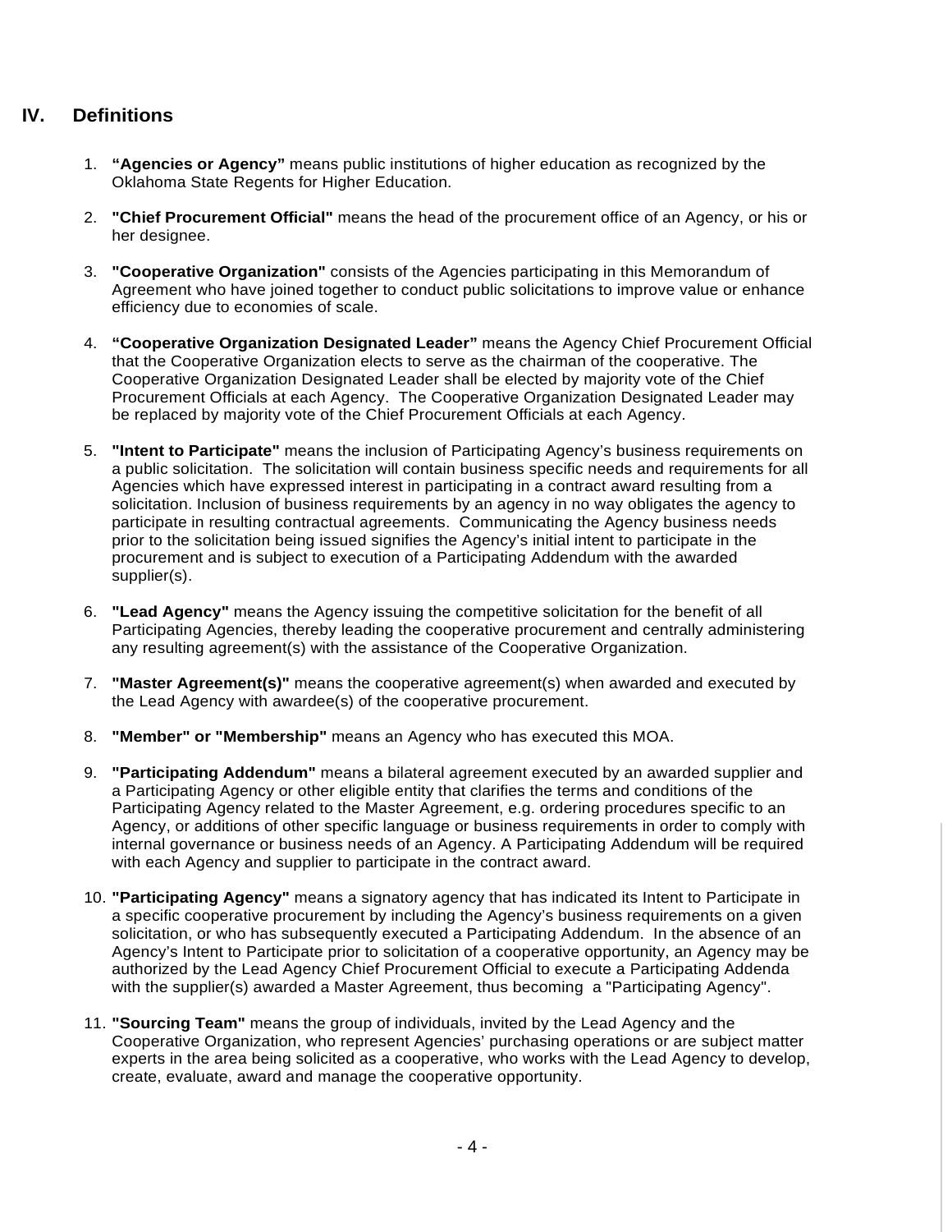## IV. Definitions

1. **"Agencies or Agency"** means public institutions of higher education as recognized by the Oklahoma State Regents for Higher Education.

2. **"Chief Procurement Official"** means the head of the procurement office of an Agency, or his or her designee.

3. **"Cooperative Organization"** consists of the Agencies participating in this Memorandum of Agreement who have joined together to conduct public solicitations to improve value or enhance efficiency due to economies of scale.

4. **"Cooperative Organization Designated Leader"** means the Agency Chief Procurement Official that the Cooperative Organization elects to serve as the chairman of the cooperative. The Cooperative Organization Designated Leader shall be elected by majority vote of the Chief Procurement Officials at each Agency. The Cooperative Organization Designated Leader may be replaced by majority vote of the Chief Procurement Officials at each Agency.

5. **"Intent to Participate"** means the inclusion of Participating Agency's business requirements on a public solicitation. The solicitation will contain business specific needs and requirements for all Agencies which have expressed interest in participating in a contract award resulting from a solicitation. Inclusion of business requirements by an agency in no way obligates the agency to participate in resulting contractual agreements. Communicating the Agency business needs prior to the solicitation being issued signifies the Agency's initial intent to participate in the procurement and is subject to execution of a Participating Addendum with the awarded supplier(s).

6. **"Lead Agency"** means the Agency issuing the competitive solicitation for the benefit of all Participating Agencies, thereby leading the cooperative procurement and centrally administering any resulting agreement(s) with the assistance of the Cooperative Organization.

7. **"Master Agreement(s)"** means the cooperative agreement(s) when awarded and executed by the Lead Agency with awardee(s) of the cooperative procurement.

8. **"Member" or "Membership"** means an Agency who has executed this MOA.

9. **"Participating Addendum"** means a bilateral agreement executed by an awarded supplier and a Participating Agency or other eligible entity that clarifies the terms and conditions of the Participating Agency related to the Master Agreement, e.g. ordering procedures specific to an Agency, or additions of other specific language or business requirements in order to comply with internal governance or business needs of an Agency. A Participating Addendum will be required with each Agency and supplier to participate in the contract award.

10. **"Participating Agency"** means a signatory agency that has indicated its Intent to Participate in a specific cooperative procurement by including the Agency's business requirements on a given solicitation, or who has subsequently executed a Participating Addendum. In the absence of an Agency's Intent to Participate prior to solicitation of a cooperative opportunity, an Agency may be authorized by the Lead Agency Chief Procurement Official to execute a Participating Addenda with the supplier(s) awarded a Master Agreement, thus becoming a "Participating Agency".

11. **"Sourcing Team"** means the group of individuals, invited by the Lead Agency and the Cooperative Organization, who represent Agencies' purchasing operations or are subject matter experts in the area being solicited as a cooperative, who works with the Lead Agency to develop, create, evaluate, award and manage the cooperative opportunity.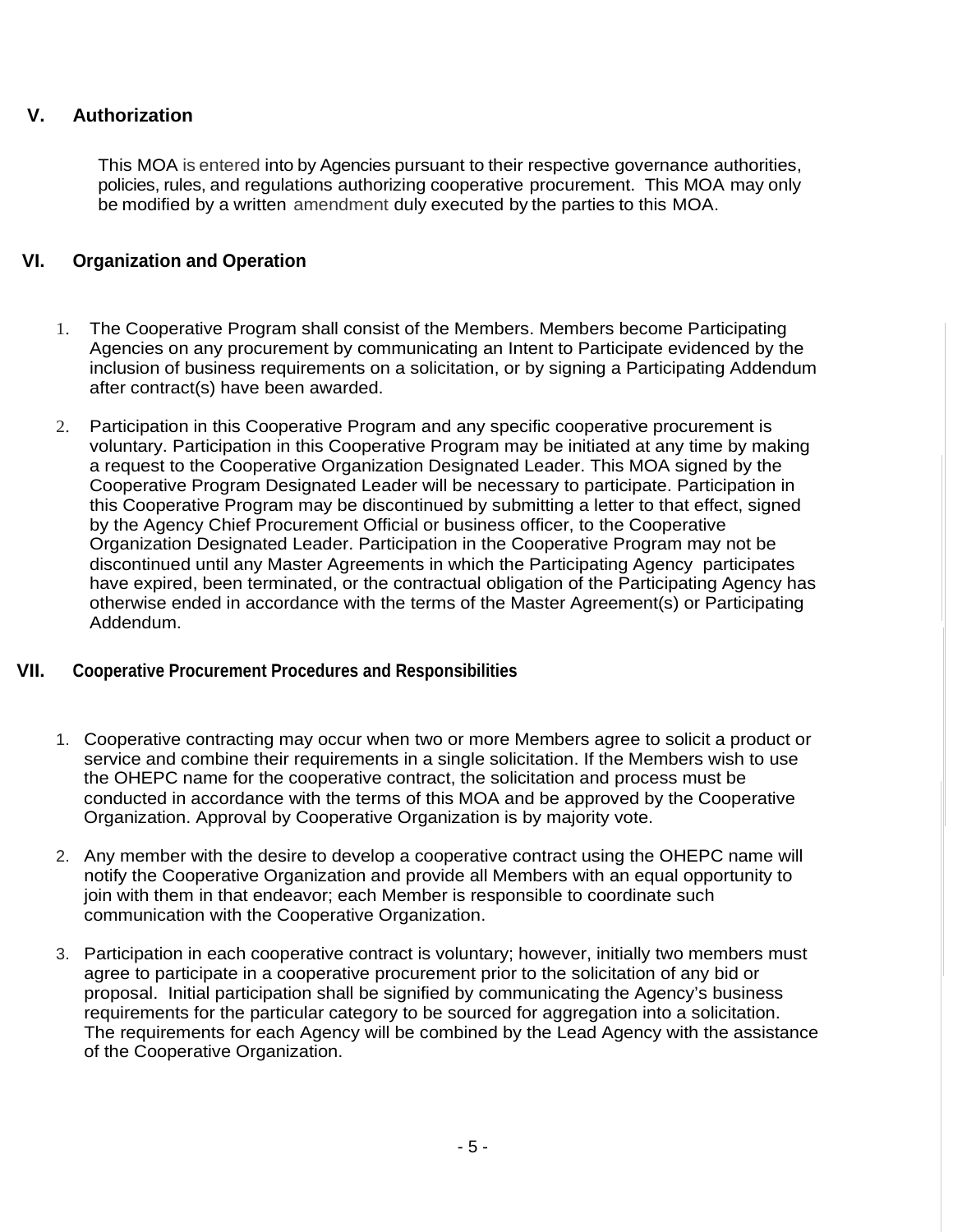## V. Authorization

This MOA is entered into by Agencies pursuant to their respective governance authorities, policies, rules, and regulations authorizing cooperative procurement. This MOA may only be modified by a written amendment duly executed by the parties to this MOA.

## VI. Organization and Operation

1. The Cooperative Program shall consist of the Members. Members become Participating Agencies on any procurement by communicating an Intent to Participate evidenced by the inclusion of business requirements on a solicitation, or by signing a Participating Addendum after contract(s) have been awarded.

2. Participation in this Cooperative Program and any specific cooperative procurement is voluntary. Participation in this Cooperative Program may be initiated at any time by making a request to the Cooperative Organization Designated Leader. This MOA signed by the Cooperative Program Designated Leader will be necessary to participate. Participation in this Cooperative Program may be discontinued by submitting a letter to that effect, signed by the Agency Chief Procurement Official or business officer, to the Cooperative Organization Designated Leader. Participation in the Cooperative Program may not be discontinued until any Master Agreements in which the Participating Agency participates have expired, been terminated, or the contractual obligation of the Participating Agency has otherwise ended in accordance with the terms of the Master Agreement(s) or Participating Addendum.

## VII. Cooperative Procurement Procedures and Responsibilities

1. Cooperative contracting may occur when two or more Members agree to solicit a product or service and combine their requirements in a single solicitation. If the Members wish to use the OHEPC name for the cooperative contract, the solicitation and process must be conducted in accordance with the terms of this MOA and be approved by the Cooperative Organization. Approval by Cooperative Organization is by majority vote.

2. Any member with the desire to develop a cooperative contract using the OHEPC name will notify the Cooperative Organization and provide all Members with an equal opportunity to join with them in that endeavor; each Member is responsible to coordinate such communication with the Cooperative Organization.

3. Participation in each cooperative contract is voluntary; however, initially two members must agree to participate in a cooperative procurement prior to the solicitation of any bid or proposal. Initial participation shall be signified by communicating the Agency's business requirements for the particular category to be sourced for aggregation into a solicitation. The requirements for each Agency will be combined by the Lead Agency with the assistance of the Cooperative Organization.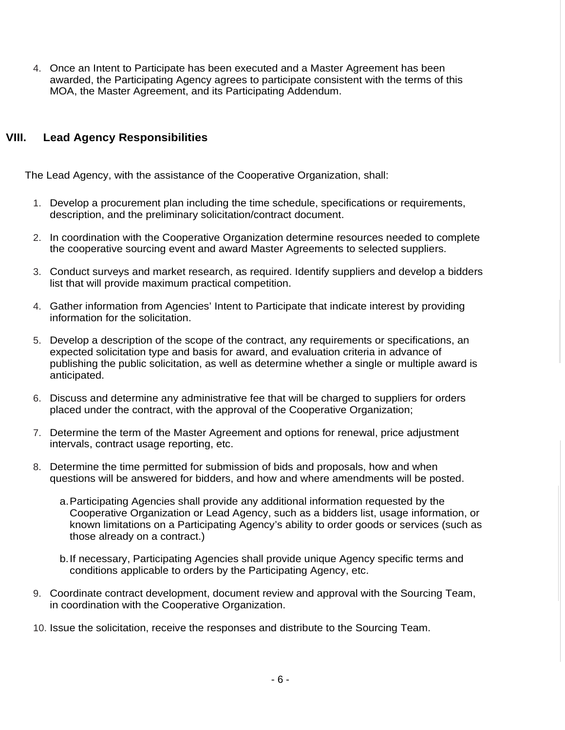4. Once an Intent to Participate has been executed and a Master Agreement has been awarded, the Participating Agency agrees to participate consistent with the terms of this MOA, the Master Agreement, and its Participating Addendum.

## VIII. Lead Agency Responsibilities

The Lead Agency, with the assistance of the Cooperative Organization, shall:

1. Develop a procurement plan including the time schedule, specifications or requirements, description, and the preliminary solicitation/contract document.

2. In coordination with the Cooperative Organization determine resources needed to complete the cooperative sourcing event and award Master Agreements to selected suppliers.

3. Conduct surveys and market research, as required. Identify suppliers and develop a bidders list that will provide maximum practical competition.

4. Gather information from Agencies' Intent to Participate that indicate interest by providing information for the solicitation.

5. Develop a description of the scope of the contract, any requirements or specifications, an expected solicitation type and basis for award, and evaluation criteria in advance of publishing the public solicitation, as well as determine whether a single or multiple award is anticipated.

6. Discuss and determine any administrative fee that will be charged to suppliers for orders placed under the contract, with the approval of the Cooperative Organization;

7. Determine the term of the Master Agreement and options for renewal, price adjustment intervals, contract usage reporting, etc.

8. Determine the time permitted for submission of bids and proposals, how and when questions will be answered for bidders, and how and where amendments will be posted.

   a. Participating Agencies shall provide any additional information requested by the Cooperative Organization or Lead Agency, such as a bidders list, usage information, or known limitations on a Participating Agency's ability to order goods or services (such as those already on a contract.)

   b. If necessary, Participating Agencies shall provide unique Agency specific terms and conditions applicable to orders by the Participating Agency, etc.

9. Coordinate contract development, document review and approval with the Sourcing Team, in coordination with the Cooperative Organization.

10. Issue the solicitation, receive the responses and distribute to the Sourcing Team.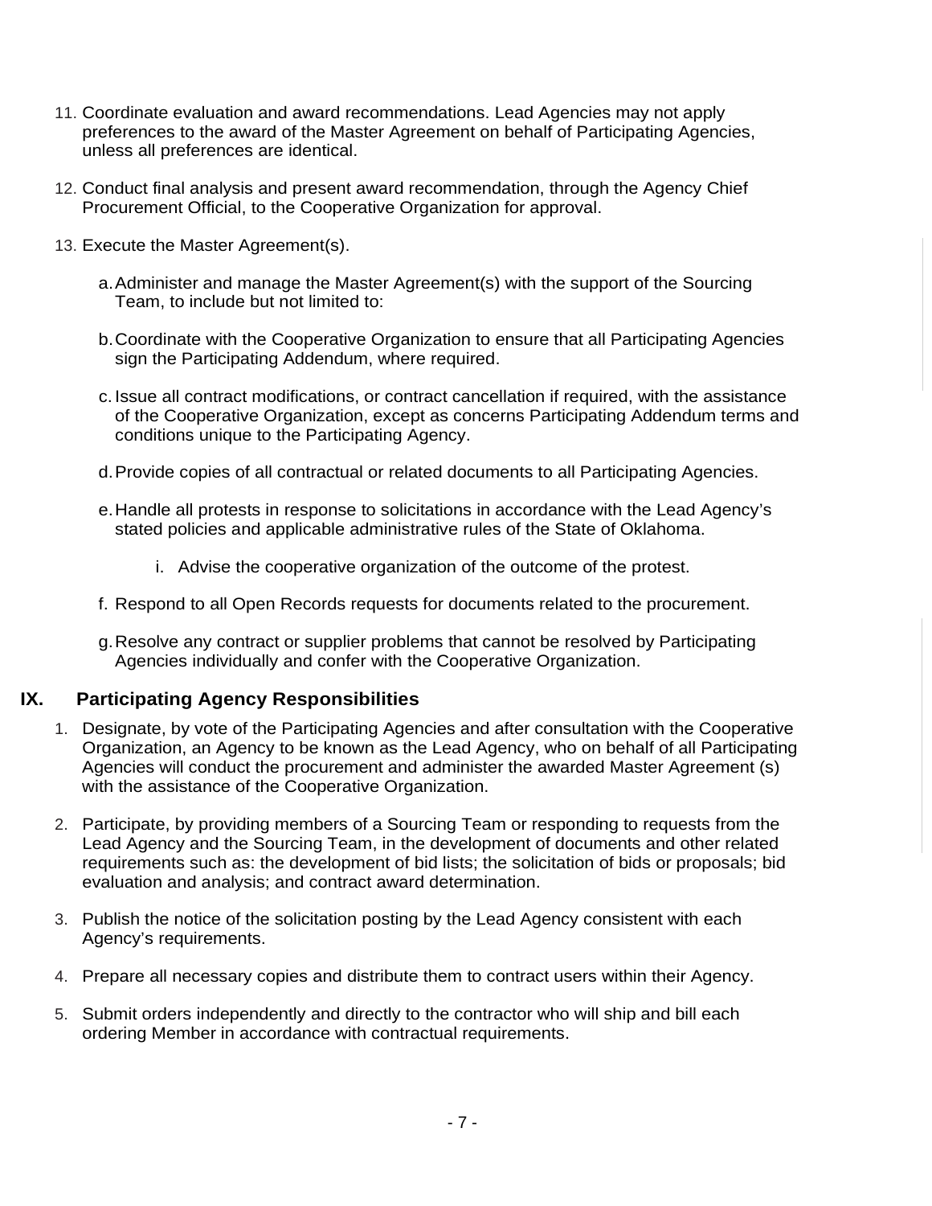11. Coordinate evaluation and award recommendations. Lead Agencies may not apply preferences to the award of the Master Agreement on behalf of Participating Agencies, unless all preferences are identical.

12. Conduct final analysis and present award recommendation, through the Agency Chief Procurement Official, to the Cooperative Organization for approval.

13. Execute the Master Agreement(s).

    a. Administer and manage the Master Agreement(s) with the support of the Sourcing Team, to include but not limited to:

    b. Coordinate with the Cooperative Organization to ensure that all Participating Agencies sign the Participating Addendum, where required.

    c. Issue all contract modifications, or contract cancellation if required, with the assistance of the Cooperative Organization, except as concerns Participating Addendum terms and conditions unique to the Participating Agency.

    d. Provide copies of all contractual or related documents to all Participating Agencies.

    e. Handle all protests in response to solicitations in accordance with the Lead Agency's stated policies and applicable administrative rules of the State of Oklahoma.

        i. Advise the cooperative organization of the outcome of the protest.

    f. Respond to all Open Records requests for documents related to the procurement.

    g. Resolve any contract or supplier problems that cannot be resolved by Participating Agencies individually and confer with the Cooperative Organization.

## IX. Participating Agency Responsibilities

1. Designate, by vote of the Participating Agencies and after consultation with the Cooperative Organization, an Agency to be known as the Lead Agency, who on behalf of all Participating Agencies will conduct the procurement and administer the awarded Master Agreement (s) with the assistance of the Cooperative Organization.

2. Participate, by providing members of a Sourcing Team or responding to requests from the Lead Agency and the Sourcing Team, in the development of documents and other related requirements such as: the development of bid lists; the solicitation of bids or proposals; bid evaluation and analysis; and contract award determination.

3. Publish the notice of the solicitation posting by the Lead Agency consistent with each Agency's requirements.

4. Prepare all necessary copies and distribute them to contract users within their Agency.

5. Submit orders independently and directly to the contractor who will ship and bill each ordering Member in accordance with contractual requirements.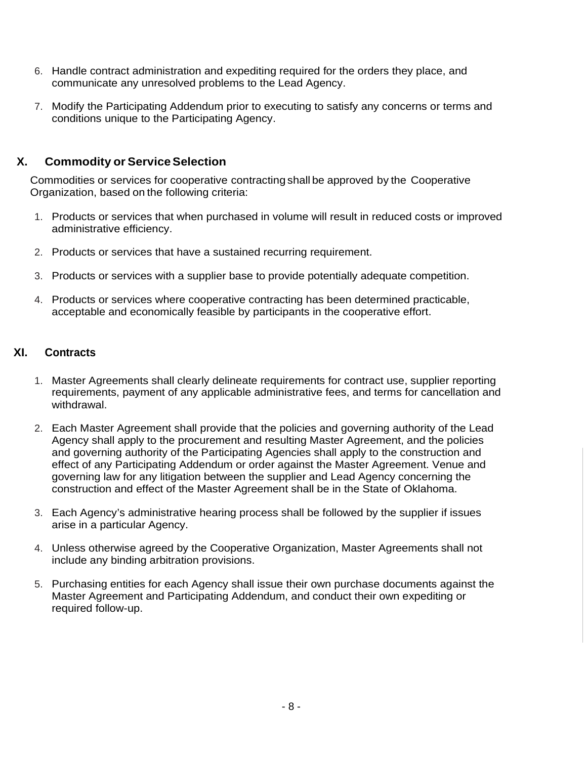6. Handle contract administration and expediting required for the orders they place, and communicate any unresolved problems to the Lead Agency.

7. Modify the Participating Addendum prior to executing to satisfy any concerns or terms and conditions unique to the Participating Agency.

## X. Commodity or Service Selection

Commodities or services for cooperative contracting shall be approved by the Cooperative Organization, based on the following criteria:

1. Products or services that when purchased in volume will result in reduced costs or improved administrative efficiency.

2. Products or services that have a sustained recurring requirement.

3. Products or services with a supplier base to provide potentially adequate competition.

4. Products or services where cooperative contracting has been determined practicable, acceptable and economically feasible by participants in the cooperative effort.

## XI. Contracts

1. Master Agreements shall clearly delineate requirements for contract use, supplier reporting requirements, payment of any applicable administrative fees, and terms for cancellation and withdrawal.

2. Each Master Agreement shall provide that the policies and governing authority of the Lead Agency shall apply to the procurement and resulting Master Agreement, and the policies and governing authority of the Participating Agencies shall apply to the construction and effect of any Participating Addendum or order against the Master Agreement. Venue and governing law for any litigation between the supplier and Lead Agency concerning the construction and effect of the Master Agreement shall be in the State of Oklahoma.

3. Each Agency's administrative hearing process shall be followed by the supplier if issues arise in a particular Agency.

4. Unless otherwise agreed by the Cooperative Organization, Master Agreements shall not include any binding arbitration provisions.

5. Purchasing entities for each Agency shall issue their own purchase documents against the Master Agreement and Participating Addendum, and conduct their own expediting or required follow-up.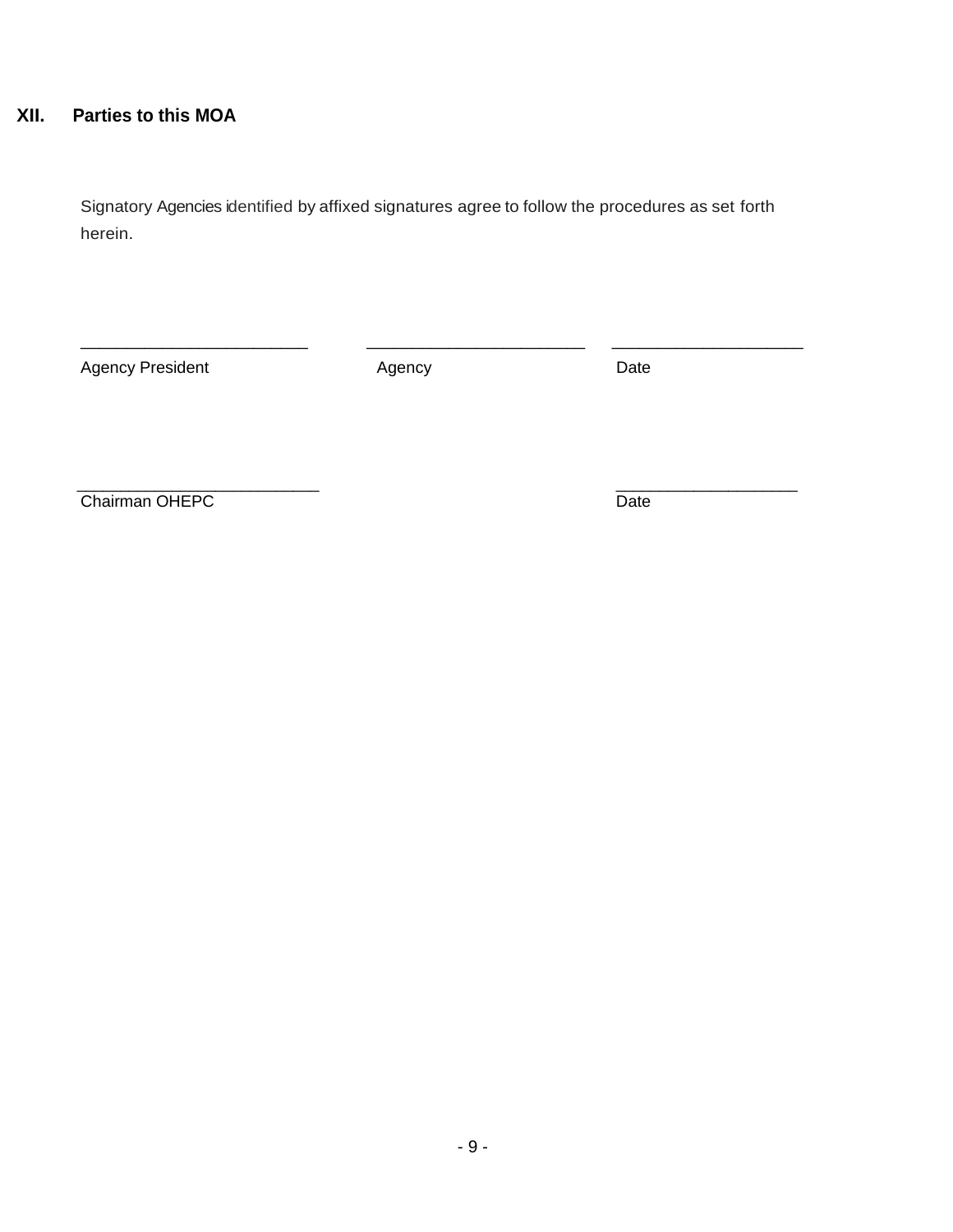## XII. Parties to this MOA

Signatory Agencies identified by affixed signatures agree to follow the procedures as set forth herein.

| | | |
|---|---|---|
| \_\_\_\_\_\_\_\_\_\_\_\_\_\_\_\_\_\_\_\_\_\_\_\_\_ | \_\_\_\_\_\_\_\_\_\_\_\_\_\_\_\_\_\_\_\_\_\_\_\_\_ | \_\_\_\_\_\_\_\_\_\_\_\_\_\_\_\_\_\_\_\_\_\_ |
| Agency President | Agency | Date |
| | | |
| \_\_\_\_\_\_\_\_\_\_\_\_\_\_\_\_\_\_\_\_\_\_\_\_\_\_\_ | | \_\_\_\_\_\_\_\_\_\_\_\_\_\_\_\_\_\_\_\_ |
| Chairman OHEPC | | Date |